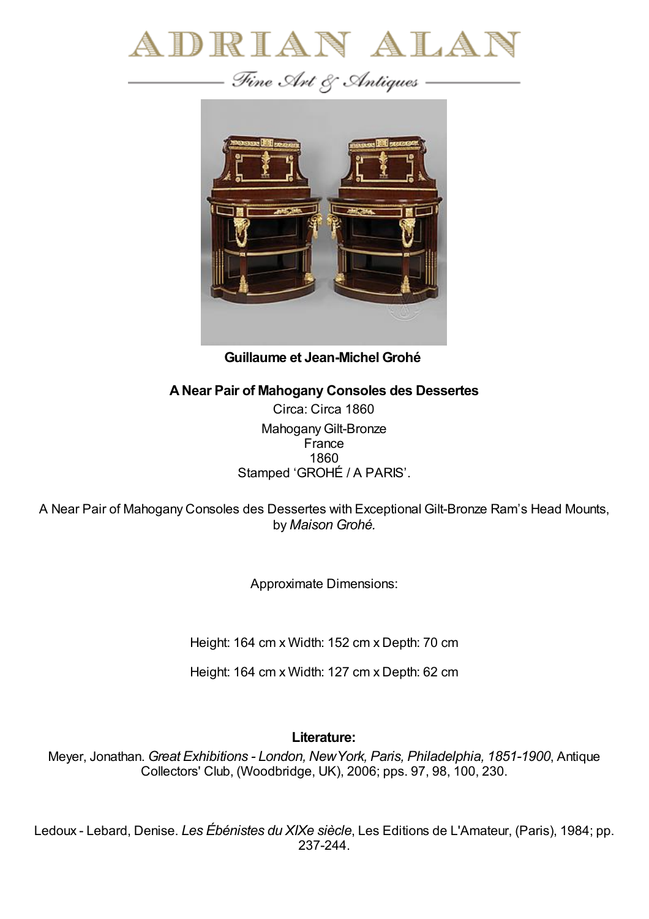# ADRIAN ALAN

*Fine Art & Antiques*

**Guillaume et Jean-Michel Grohé**

**A Near Pair of Mahogany Consoles des Dessertes**

Circa: Circa 1860

Mahogany Gilt-Bronze
France
1860
Stamped 'GROHÉ / A PARIS'.

A Near Pair of Mahogany Consoles des Dessertes with Exceptional Gilt-Bronze Ram's Head Mounts, by *Maison Grohé.*

Approximate Dimensions:

Height: 164 cm x Width: 152 cm x Depth: 70 cm

Height: 164 cm x Width: 127 cm x Depth: 62 cm

**Literature:**

Meyer, Jonathan. *Great Exhibitions - London, New York, Paris, Philadelphia, 1851-1900*, Antique Collectors' Club, (Woodbridge, UK), 2006; pps. 97, 98, 100, 230.

Ledoux - Lebard, Denise. *Les Ébénistes du XIXe siècle*, Les Editions de L'Amateur, (Paris), 1984; pp. 237-244.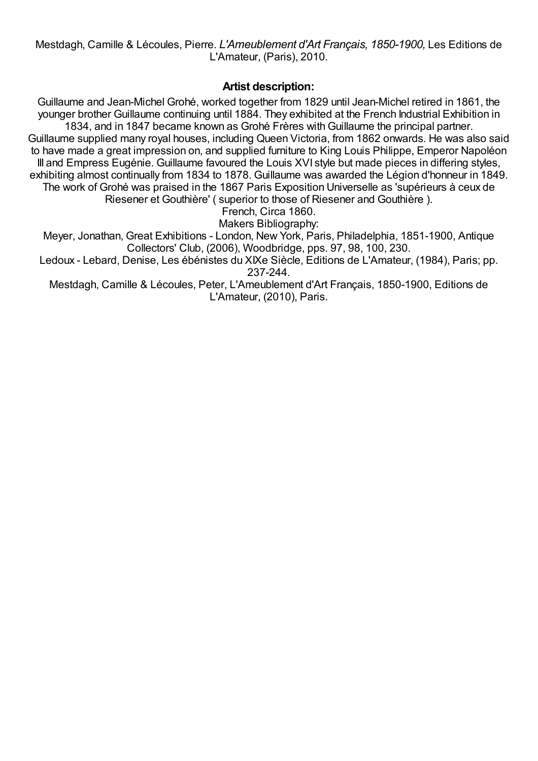Mestdagh, Camille & Lécoules, Pierre. *L'Ameublement d'Art Français, 1850-1900,* Les Editions de L'Amateur, (Paris), 2010.

**Artist description:**

Guillaume and Jean-Michel Grohé, worked together from 1829 until Jean-Michel retired in 1861, the younger brother Guillaume continuing until 1884. They exhibited at the French Industrial Exhibition in 1834, and in 1847 became known as Grohé Frères with Guillaume the principal partner. Guillaume supplied many royal houses, including Queen Victoria, from 1862 onwards. He was also said to have made a great impression on, and supplied furniture to King Louis Philippe, Emperor Napoléon III and Empress Eugénie. Guillaume favoured the Louis XVI style but made pieces in differing styles, exhibiting almost continually from 1834 to 1878. Guillaume was awarded the Légion d'honneur in 1849. The work of Grohé was praised in the 1867 Paris Exposition Universelle as 'supérieurs à ceux de Riesener et Gouthière' ( superior to those of Riesener and Gouthière ).

French, Circa 1860.

Makers Bibliography:

Meyer, Jonathan, Great Exhibitions - London, New York, Paris, Philadelphia, 1851-1900, Antique Collectors' Club, (2006), Woodbridge, pps. 97, 98, 100, 230.

Ledoux - Lebard, Denise, Les ébénistes du XIXe Siècle, Editions de L'Amateur, (1984), Paris; pp. 237-244.

Mestdagh, Camille & Lécoules, Peter, L'Ameublement d'Art Français, 1850-1900, Editions de L'Amateur, (2010), Paris.